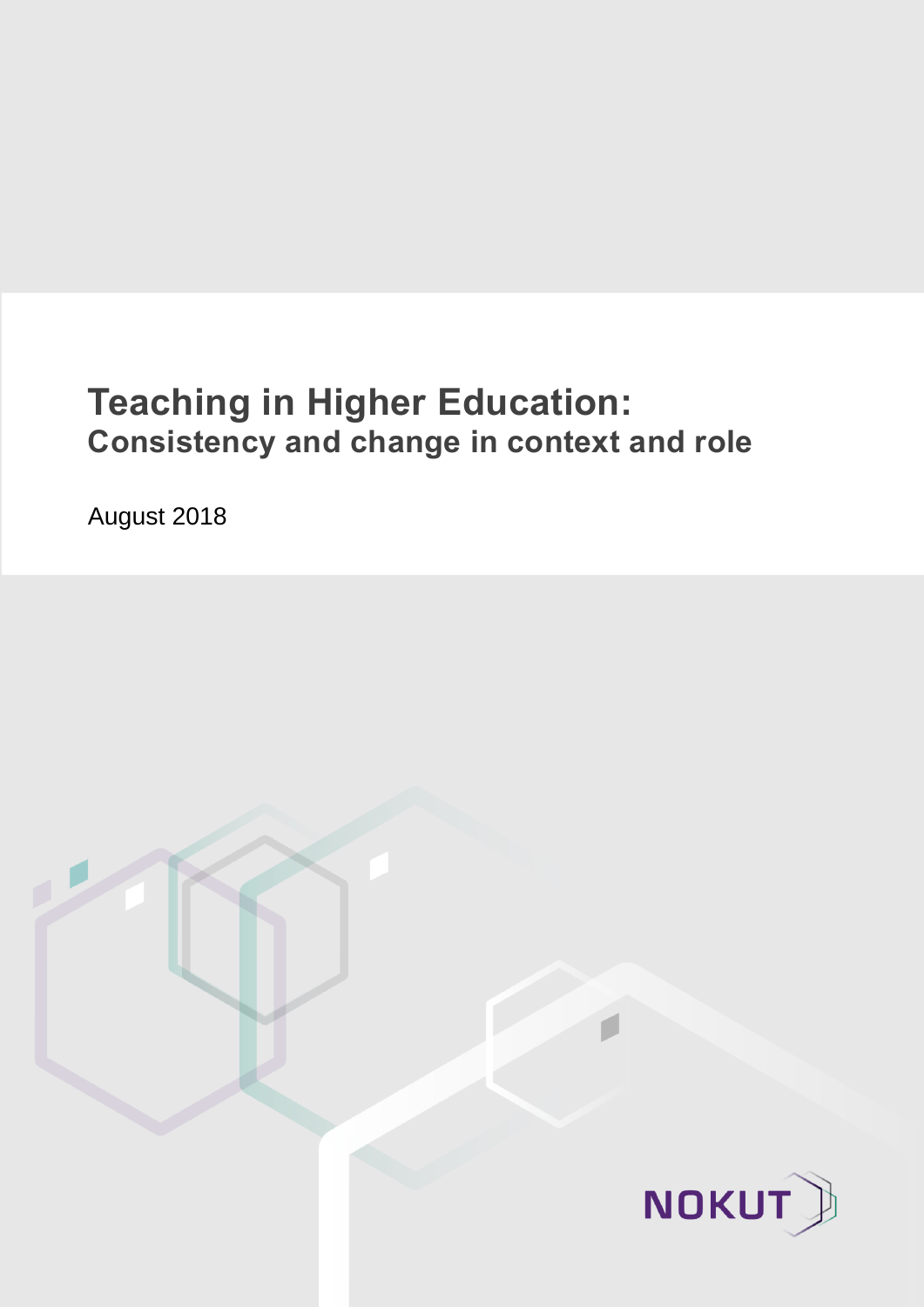# Teaching in Higher Education:
## Consistency and change in context and role

August 2018

NOKUT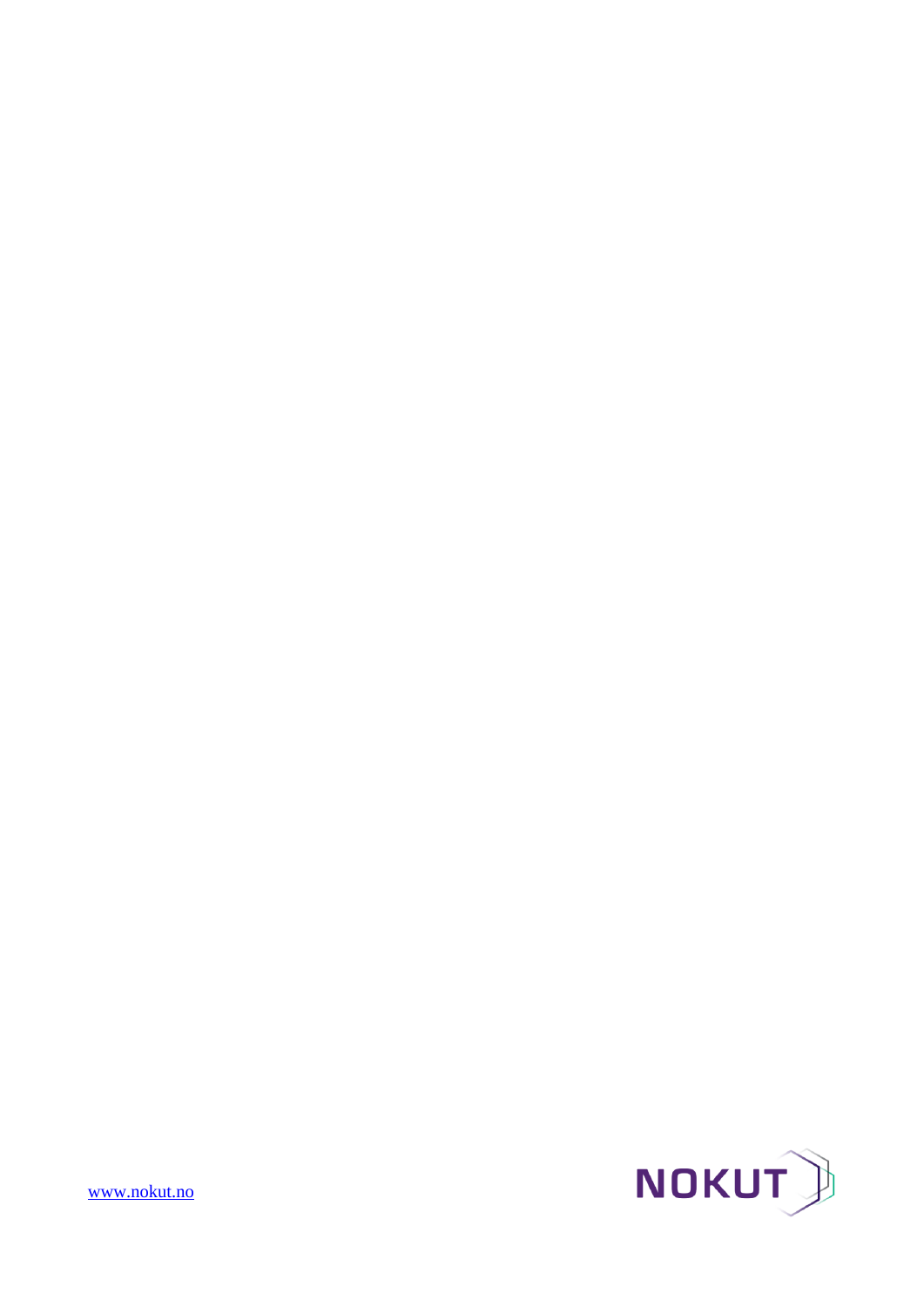[www.nokut.no](http://www.nokut.no)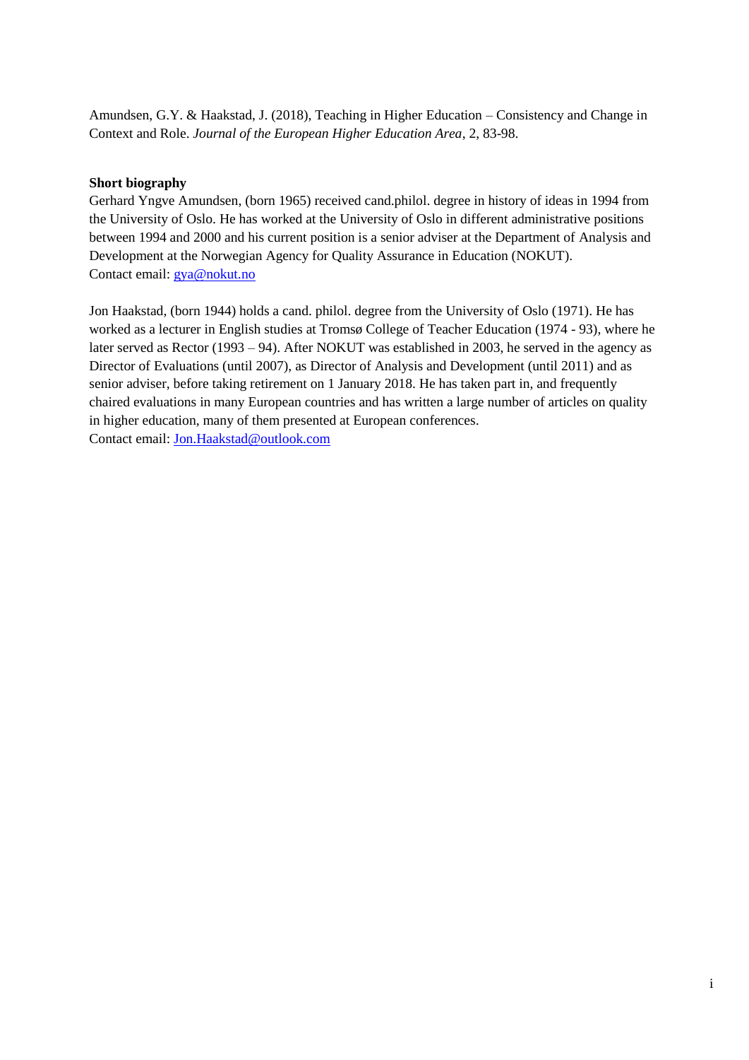Amundsen, G.Y. & Haakstad, J. (2018), Teaching in Higher Education – Consistency and Change in Context and Role. *Journal of the European Higher Education Area*, 2, 83-98.

**Short biography**

Gerhard Yngve Amundsen, (born 1965) received cand.philol. degree in history of ideas in 1994 from the University of Oslo. He has worked at the University of Oslo in different administrative positions between 1994 and 2000 and his current position is a senior adviser at the Department of Analysis and Development at the Norwegian Agency for Quality Assurance in Education (NOKUT).
Contact email: gya@nokut.no

Jon Haakstad, (born 1944) holds a cand. philol. degree from the University of Oslo (1971). He has worked as a lecturer in English studies at Tromsø College of Teacher Education (1974 - 93), where he later served as Rector (1993 – 94). After NOKUT was established in 2003, he served in the agency as Director of Evaluations (until 2007), as Director of Analysis and Development (until 2011) and as senior adviser, before taking retirement on 1 January 2018. He has taken part in, and frequently chaired evaluations in many European countries and has written a large number of articles on quality in higher education, many of them presented at European conferences.
Contact email: Jon.Haakstad@outlook.com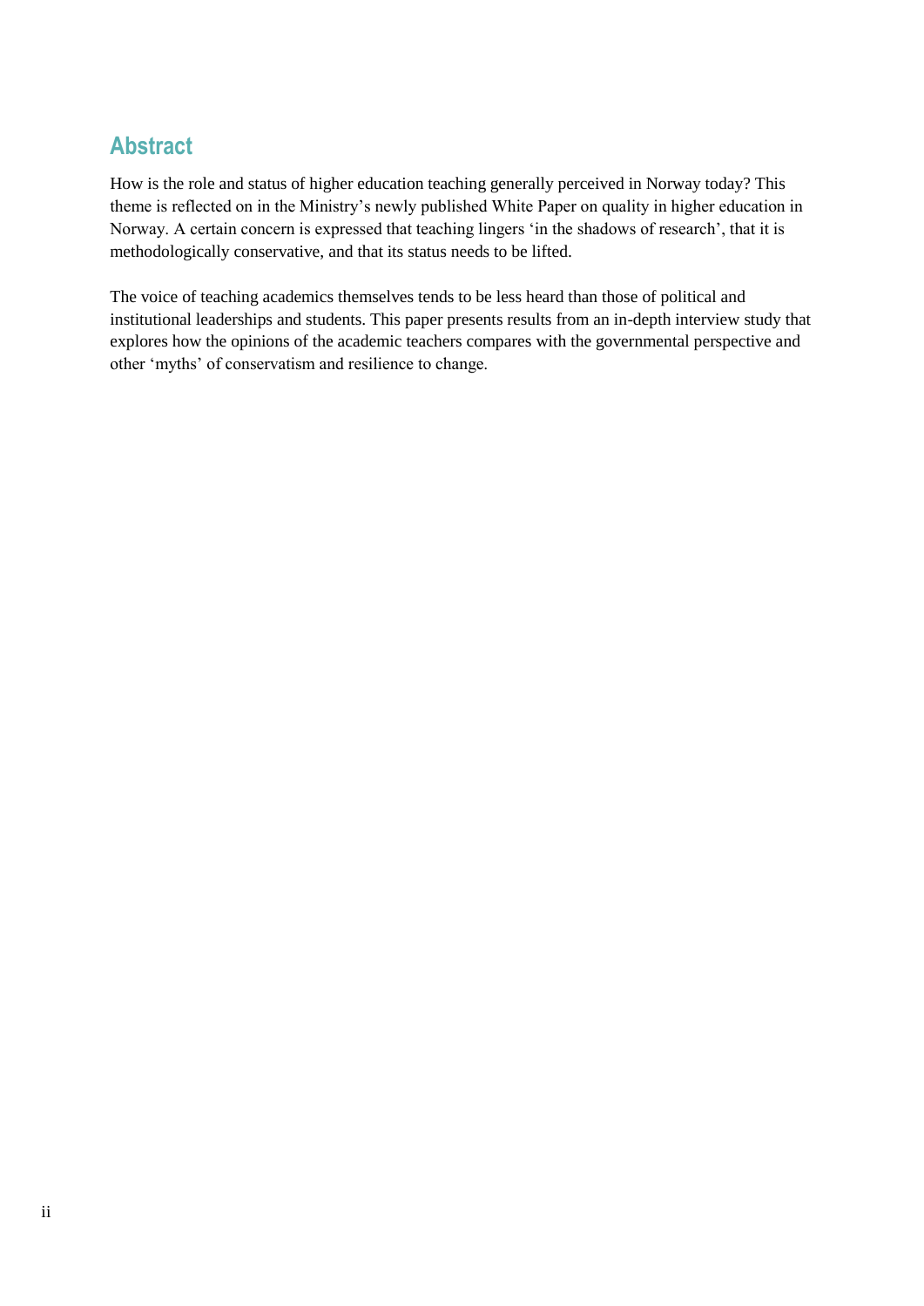## Abstract

How is the role and status of higher education teaching generally perceived in Norway today? This theme is reflected on in the Ministry's newly published White Paper on quality in higher education in Norway. A certain concern is expressed that teaching lingers 'in the shadows of research', that it is methodologically conservative, and that its status needs to be lifted.

The voice of teaching academics themselves tends to be less heard than those of political and institutional leaderships and students. This paper presents results from an in-depth interview study that explores how the opinions of the academic teachers compares with the governmental perspective and other 'myths' of conservatism and resilience to change.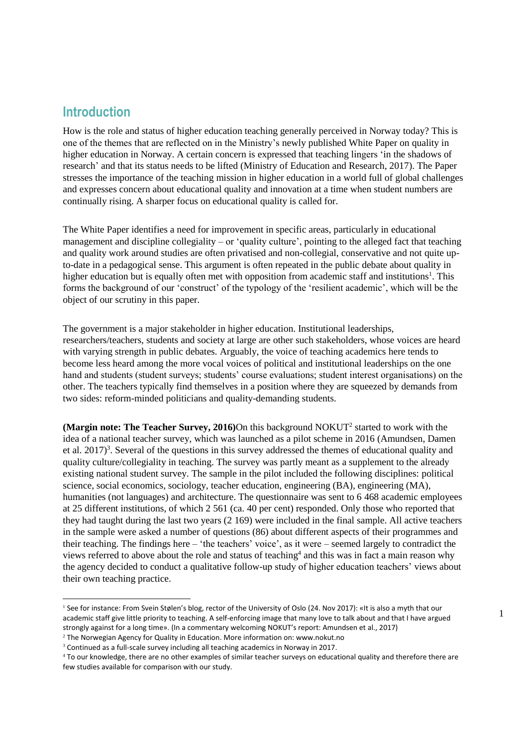## Introduction

How is the role and status of higher education teaching generally perceived in Norway today? This is one of the themes that are reflected on in the Ministry's newly published White Paper on quality in higher education in Norway. A certain concern is expressed that teaching lingers 'in the shadows of research' and that its status needs to be lifted (Ministry of Education and Research, 2017). The Paper stresses the importance of the teaching mission in higher education in a world full of global challenges and expresses concern about educational quality and innovation at a time when student numbers are continually rising. A sharper focus on educational quality is called for.

The White Paper identifies a need for improvement in specific areas, particularly in educational management and discipline collegiality – or 'quality culture', pointing to the alleged fact that teaching and quality work around studies are often privatised and non-collegial, conservative and not quite up-to-date in a pedagogical sense. This argument is often repeated in the public debate about quality in higher education but is equally often met with opposition from academic staff and institutions[1]. This forms the background of our 'construct' of the typology of the 'resilient academic', which will be the object of our scrutiny in this paper.

The government is a major stakeholder in higher education. Institutional leaderships, researchers/teachers, students and society at large are other such stakeholders, whose voices are heard with varying strength in public debates. Arguably, the voice of teaching academics here tends to become less heard among the more vocal voices of political and institutional leaderships on the one hand and students (student surveys; students' course evaluations; student interest organisations) on the other. The teachers typically find themselves in a position where they are squeezed by demands from two sides: reform-minded politicians and quality-demanding students.

**(Margin note: The Teacher Survey, 2016)**On this background NOKUT[2] started to work with the idea of a national teacher survey, which was launched as a pilot scheme in 2016 (Amundsen, Damen et al. 2017)[3]. Several of the questions in this survey addressed the themes of educational quality and quality culture/collegiality in teaching. The survey was partly meant as a supplement to the already existing national student survey. The sample in the pilot included the following disciplines: political science, social economics, sociology, teacher education, engineering (BA), engineering (MA), humanities (not languages) and architecture. The questionnaire was sent to 6 468 academic employees at 25 different institutions, of which 2 561 (ca. 40 per cent) responded. Only those who reported that they had taught during the last two years (2 169) were included in the final sample. All active teachers in the sample were asked a number of questions (86) about different aspects of their programmes and their teaching. The findings here – 'the teachers' voice', as it were – seemed largely to contradict the views referred to above about the role and status of teaching[4] and this was in fact a main reason why the agency decided to conduct a qualitative follow-up study of higher education teachers' views about their own teaching practice.

---

[1] See for instance: From Svein Stølen's blog, rector of the University of Oslo (24. Nov 2017): «It is also a myth that our academic staff give little priority to teaching. A self-enforcing image that many love to talk about and that I have argued strongly against for a long time». (In a commentary welcoming NOKUT's report: Amundsen et al., 2017)

[2] The Norwegian Agency for Quality in Education. More information on: www.nokut.no

[3] Continued as a full-scale survey including all teaching academics in Norway in 2017.

[4] To our knowledge, there are no other examples of similar teacher surveys on educational quality and therefore there are few studies available for comparison with our study.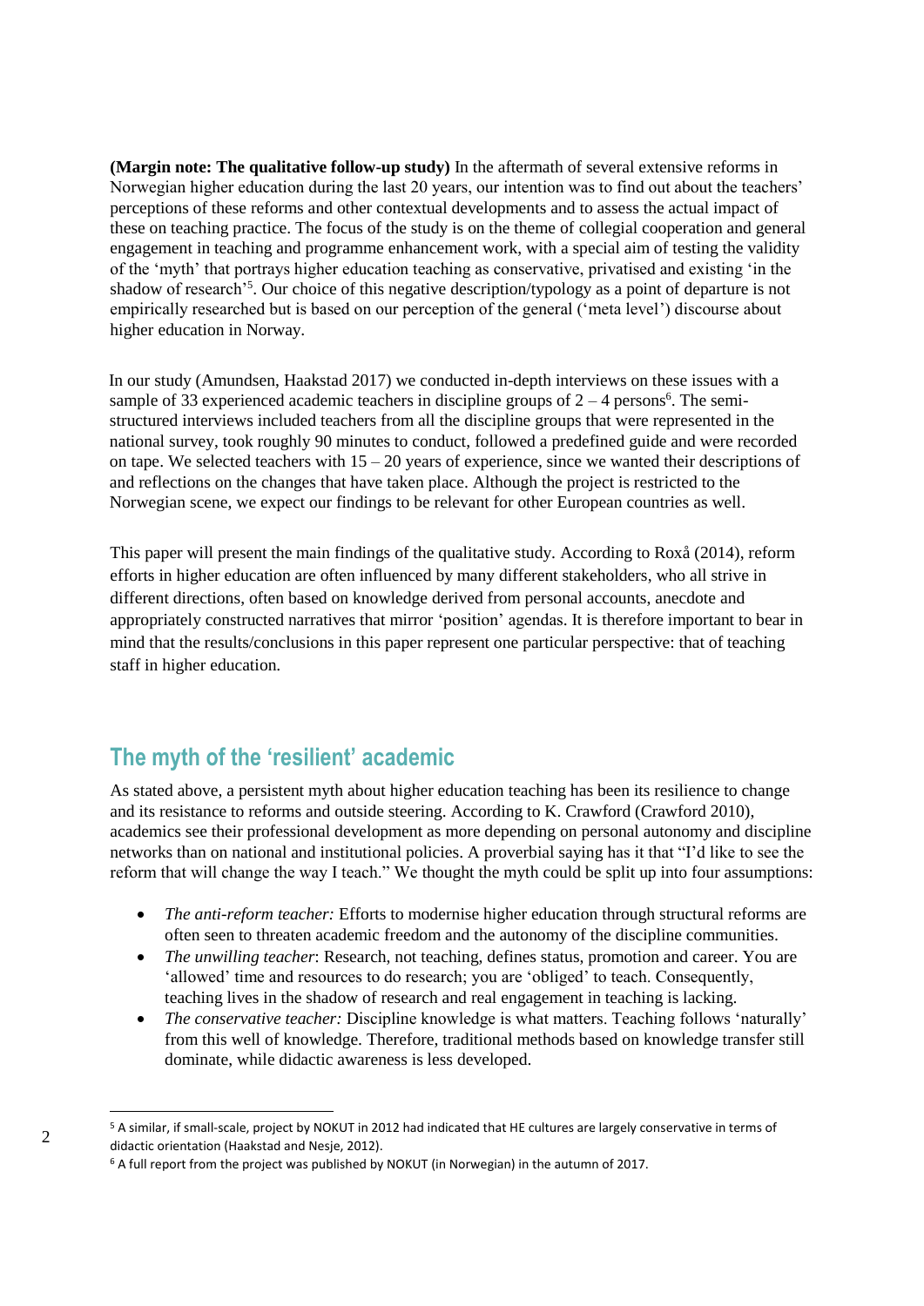**(Margin note: The qualitative follow-up study)** In the aftermath of several extensive reforms in Norwegian higher education during the last 20 years, our intention was to find out about the teachers' perceptions of these reforms and other contextual developments and to assess the actual impact of these on teaching practice. The focus of the study is on the theme of collegial cooperation and general engagement in teaching and programme enhancement work, with a special aim of testing the validity of the 'myth' that portrays higher education teaching as conservative, privatised and existing 'in the shadow of research'[5]. Our choice of this negative description/typology as a point of departure is not empirically researched but is based on our perception of the general ('meta level') discourse about higher education in Norway.

In our study (Amundsen, Haakstad 2017) we conducted in-depth interviews on these issues with a sample of 33 experienced academic teachers in discipline groups of 2 – 4 persons[6]. The semi-structured interviews included teachers from all the discipline groups that were represented in the national survey, took roughly 90 minutes to conduct, followed a predefined guide and were recorded on tape. We selected teachers with 15 – 20 years of experience, since we wanted their descriptions of and reflections on the changes that have taken place. Although the project is restricted to the Norwegian scene, we expect our findings to be relevant for other European countries as well.

This paper will present the main findings of the qualitative study. According to Roxå (2014), reform efforts in higher education are often influenced by many different stakeholders, who all strive in different directions, often based on knowledge derived from personal accounts, anecdote and appropriately constructed narratives that mirror 'position' agendas. It is therefore important to bear in mind that the results/conclusions in this paper represent one particular perspective: that of teaching staff in higher education.

## The myth of the 'resilient' academic

As stated above, a persistent myth about higher education teaching has been its resilience to change and its resistance to reforms and outside steering. According to K. Crawford (Crawford 2010), academics see their professional development as more depending on personal autonomy and discipline networks than on national and institutional policies. A proverbial saying has it that "I'd like to see the reform that will change the way I teach." We thought the myth could be split up into four assumptions:

- *The anti-reform teacher:* Efforts to modernise higher education through structural reforms are often seen to threaten academic freedom and the autonomy of the discipline communities.
- *The unwilling teacher*: Research, not teaching, defines status, promotion and career. You are 'allowed' time and resources to do research; you are 'obliged' to teach. Consequently, teaching lives in the shadow of research and real engagement in teaching is lacking.
- *The conservative teacher:* Discipline knowledge is what matters. Teaching follows 'naturally' from this well of knowledge. Therefore, traditional methods based on knowledge transfer still dominate, while didactic awareness is less developed.

[5] A similar, if small-scale, project by NOKUT in 2012 had indicated that HE cultures are largely conservative in terms of didactic orientation (Haakstad and Nesje, 2012).

[6] A full report from the project was published by NOKUT (in Norwegian) in the autumn of 2017.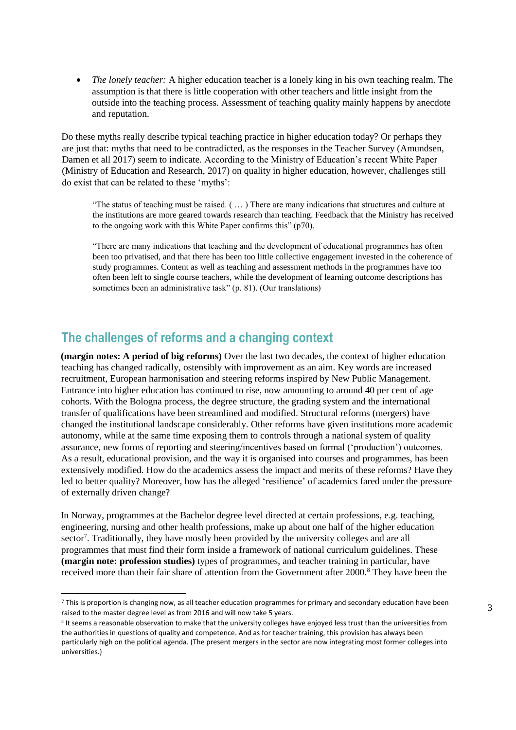- *The lonely teacher:* A higher education teacher is a lonely king in his own teaching realm. The assumption is that there is little cooperation with other teachers and little insight from the outside into the teaching process. Assessment of teaching quality mainly happens by anecdote and reputation.

Do these myths really describe typical teaching practice in higher education today? Or perhaps they are just that: myths that need to be contradicted, as the responses in the Teacher Survey (Amundsen, Damen et all 2017) seem to indicate. According to the Ministry of Education's recent White Paper (Ministry of Education and Research, 2017) on quality in higher education, however, challenges still do exist that can be related to these 'myths':

> "The status of teaching must be raised. ( … ) There are many indications that structures and culture at the institutions are more geared towards research than teaching. Feedback that the Ministry has received to the ongoing work with this White Paper confirms this" (p70).

> "There are many indications that teaching and the development of educational programmes has often been too privatised, and that there has been too little collective engagement invested in the coherence of study programmes. Content as well as teaching and assessment methods in the programmes have too often been left to single course teachers, while the development of learning outcome descriptions has sometimes been an administrative task" (p. 81). (Our translations)

## The challenges of reforms and a changing context

**(margin notes: A period of big reforms)** Over the last two decades, the context of higher education teaching has changed radically, ostensibly with improvement as an aim. Key words are increased recruitment, European harmonisation and steering reforms inspired by New Public Management. Entrance into higher education has continued to rise, now amounting to around 40 per cent of age cohorts. With the Bologna process, the degree structure, the grading system and the international transfer of qualifications have been streamlined and modified. Structural reforms (mergers) have changed the institutional landscape considerably. Other reforms have given institutions more academic autonomy, while at the same time exposing them to controls through a national system of quality assurance, new forms of reporting and steering/incentives based on formal ('production') outcomes. As a result, educational provision, and the way it is organised into courses and programmes, has been extensively modified. How do the academics assess the impact and merits of these reforms? Have they led to better quality? Moreover, how has the alleged 'resilience' of academics fared under the pressure of externally driven change?

In Norway, programmes at the Bachelor degree level directed at certain professions, e.g. teaching, engineering, nursing and other health professions, make up about one half of the higher education sector[7]. Traditionally, they have mostly been provided by the university colleges and are all programmes that must find their form inside a framework of national curriculum guidelines. These **(margin note: profession studies)** types of programmes, and teacher training in particular, have received more than their fair share of attention from the Government after 2000.[8] They have been the

[7] This is proportion is changing now, as all teacher education programmes for primary and secondary education have been raised to the master degree level as from 2016 and will now take 5 years.

[8] It seems a reasonable observation to make that the university colleges have enjoyed less trust than the universities from the authorities in questions of quality and competence. And as for teacher training, this provision has always been particularly high on the political agenda. (The present mergers in the sector are now integrating most former colleges into universities.)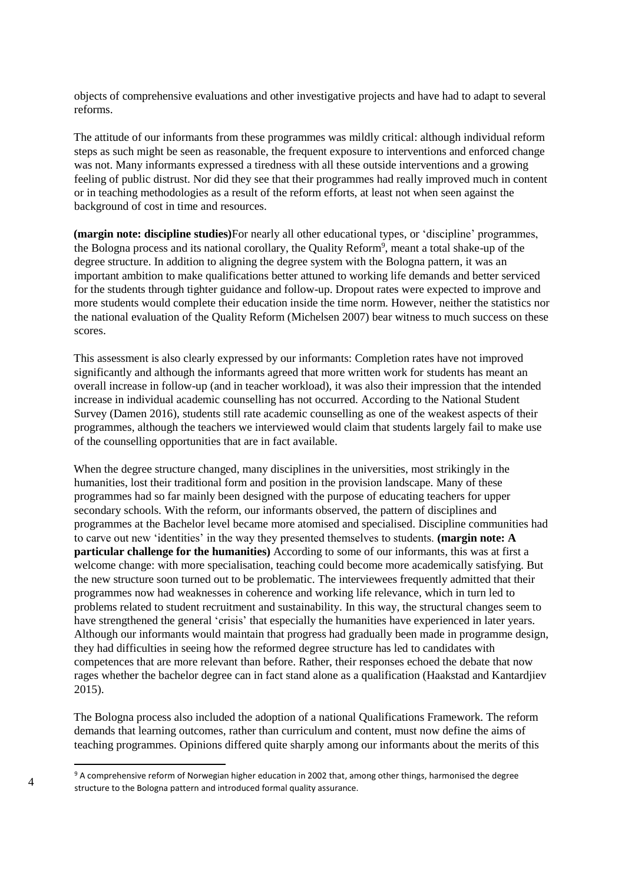objects of comprehensive evaluations and other investigative projects and have had to adapt to several reforms.

The attitude of our informants from these programmes was mildly critical: although individual reform steps as such might be seen as reasonable, the frequent exposure to interventions and enforced change was not. Many informants expressed a tiredness with all these outside interventions and a growing feeling of public distrust. Nor did they see that their programmes had really improved much in content or in teaching methodologies as a result of the reform efforts, at least not when seen against the background of cost in time and resources.

**(margin note: discipline studies)**For nearly all other educational types, or 'discipline' programmes, the Bologna process and its national corollary, the Quality Reform[9], meant a total shake-up of the degree structure. In addition to aligning the degree system with the Bologna pattern, it was an important ambition to make qualifications better attuned to working life demands and better serviced for the students through tighter guidance and follow-up. Dropout rates were expected to improve and more students would complete their education inside the time norm. However, neither the statistics nor the national evaluation of the Quality Reform (Michelsen 2007) bear witness to much success on these scores.

This assessment is also clearly expressed by our informants: Completion rates have not improved significantly and although the informants agreed that more written work for students has meant an overall increase in follow-up (and in teacher workload), it was also their impression that the intended increase in individual academic counselling has not occurred. According to the National Student Survey (Damen 2016), students still rate academic counselling as one of the weakest aspects of their programmes, although the teachers we interviewed would claim that students largely fail to make use of the counselling opportunities that are in fact available.

When the degree structure changed, many disciplines in the universities, most strikingly in the humanities, lost their traditional form and position in the provision landscape. Many of these programmes had so far mainly been designed with the purpose of educating teachers for upper secondary schools. With the reform, our informants observed, the pattern of disciplines and programmes at the Bachelor level became more atomised and specialised. Discipline communities had to carve out new 'identities' in the way they presented themselves to students. **(margin note: A particular challenge for the humanities)** According to some of our informants, this was at first a welcome change: with more specialisation, teaching could become more academically satisfying. But the new structure soon turned out to be problematic. The interviewees frequently admitted that their programmes now had weaknesses in coherence and working life relevance, which in turn led to problems related to student recruitment and sustainability. In this way, the structural changes seem to have strengthened the general 'crisis' that especially the humanities have experienced in later years. Although our informants would maintain that progress had gradually been made in programme design, they had difficulties in seeing how the reformed degree structure has led to candidates with competences that are more relevant than before. Rather, their responses echoed the debate that now rages whether the bachelor degree can in fact stand alone as a qualification (Haakstad and Kantardjiev 2015).

The Bologna process also included the adoption of a national Qualifications Framework. The reform demands that learning outcomes, rather than curriculum and content, must now define the aims of teaching programmes. Opinions differed quite sharply among our informants about the merits of this

[9] A comprehensive reform of Norwegian higher education in 2002 that, among other things, harmonised the degree structure to the Bologna pattern and introduced formal quality assurance.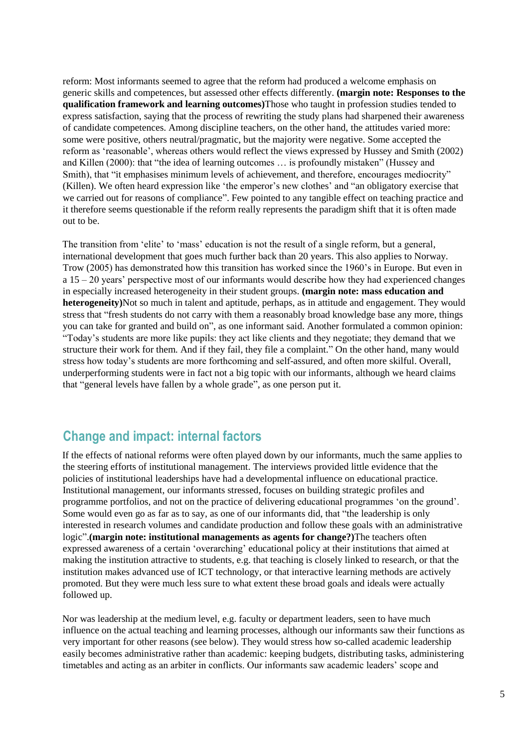reform: Most informants seemed to agree that the reform had produced a welcome emphasis on generic skills and competences, but assessed other effects differently. **(margin note: Responses to the qualification framework and learning outcomes)**Those who taught in profession studies tended to express satisfaction, saying that the process of rewriting the study plans had sharpened their awareness of candidate competences. Among discipline teachers, on the other hand, the attitudes varied more: some were positive, others neutral/pragmatic, but the majority were negative. Some accepted the reform as 'reasonable', whereas others would reflect the views expressed by Hussey and Smith (2002) and Killen (2000): that "the idea of learning outcomes … is profoundly mistaken" (Hussey and Smith), that "it emphasises minimum levels of achievement, and therefore, encourages mediocrity" (Killen). We often heard expression like 'the emperor's new clothes' and "an obligatory exercise that we carried out for reasons of compliance". Few pointed to any tangible effect on teaching practice and it therefore seems questionable if the reform really represents the paradigm shift that it is often made out to be.

The transition from 'elite' to 'mass' education is not the result of a single reform, but a general, international development that goes much further back than 20 years. This also applies to Norway. Trow (2005) has demonstrated how this transition has worked since the 1960's in Europe. But even in a 15 – 20 years' perspective most of our informants would describe how they had experienced changes in especially increased heterogeneity in their student groups. **(margin note: mass education and heterogeneity)**Not so much in talent and aptitude, perhaps, as in attitude and engagement. They would stress that "fresh students do not carry with them a reasonably broad knowledge base any more, things you can take for granted and build on", as one informant said. Another formulated a common opinion: "Today's students are more like pupils: they act like clients and they negotiate; they demand that we structure their work for them. And if they fail, they file a complaint." On the other hand, many would stress how today's students are more forthcoming and self-assured, and often more skilful. Overall, underperforming students were in fact not a big topic with our informants, although we heard claims that "general levels have fallen by a whole grade", as one person put it.

## Change and impact: internal factors

If the effects of national reforms were often played down by our informants, much the same applies to the steering efforts of institutional management. The interviews provided little evidence that the policies of institutional leaderships have had a developmental influence on educational practice. Institutional management, our informants stressed, focuses on building strategic profiles and programme portfolios, and not on the practice of delivering educational programmes 'on the ground'. Some would even go as far as to say, as one of our informants did, that "the leadership is only interested in research volumes and candidate production and follow these goals with an administrative logic".**(margin note: institutional managements as agents for change?)**The teachers often expressed awareness of a certain 'overarching' educational policy at their institutions that aimed at making the institution attractive to students, e.g. that teaching is closely linked to research, or that the institution makes advanced use of ICT technology, or that interactive learning methods are actively promoted. But they were much less sure to what extent these broad goals and ideals were actually followed up.

Nor was leadership at the medium level, e.g. faculty or department leaders, seen to have much influence on the actual teaching and learning processes, although our informants saw their functions as very important for other reasons (see below). They would stress how so-called academic leadership easily becomes administrative rather than academic: keeping budgets, distributing tasks, administering timetables and acting as an arbiter in conflicts. Our informants saw academic leaders' scope and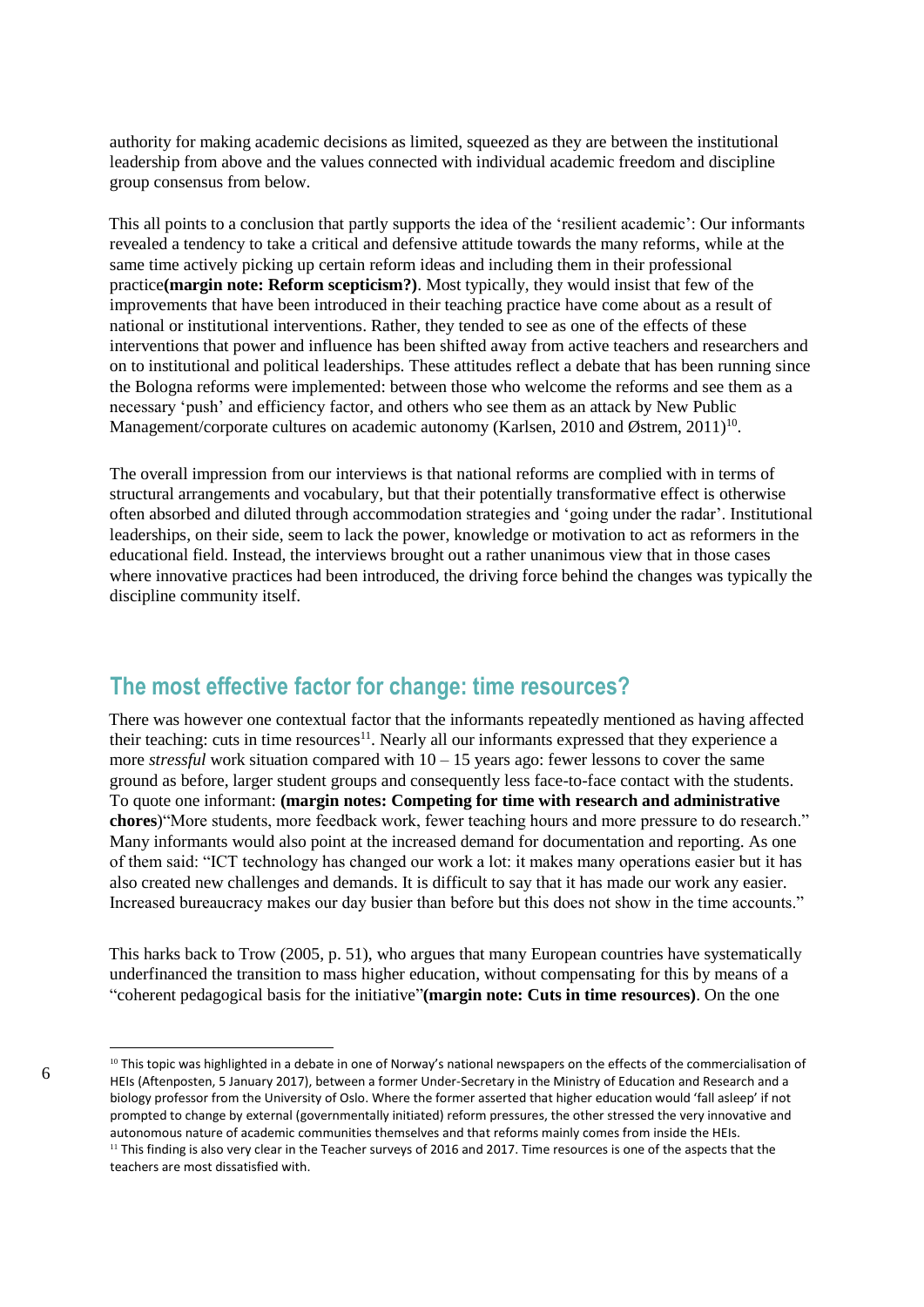authority for making academic decisions as limited, squeezed as they are between the institutional leadership from above and the values connected with individual academic freedom and discipline group consensus from below.

This all points to a conclusion that partly supports the idea of the 'resilient academic': Our informants revealed a tendency to take a critical and defensive attitude towards the many reforms, while at the same time actively picking up certain reform ideas and including them in their professional practice**(margin note: Reform scepticism?)**. Most typically, they would insist that few of the improvements that have been introduced in their teaching practice have come about as a result of national or institutional interventions. Rather, they tended to see as one of the effects of these interventions that power and influence has been shifted away from active teachers and researchers and on to institutional and political leaderships. These attitudes reflect a debate that has been running since the Bologna reforms were implemented: between those who welcome the reforms and see them as a necessary 'push' and efficiency factor, and others who see them as an attack by New Public Management/corporate cultures on academic autonomy (Karlsen, 2010 and Østrem, 2011)[10].

The overall impression from our interviews is that national reforms are complied with in terms of structural arrangements and vocabulary, but that their potentially transformative effect is otherwise often absorbed and diluted through accommodation strategies and 'going under the radar'. Institutional leaderships, on their side, seem to lack the power, knowledge or motivation to act as reformers in the educational field. Instead, the interviews brought out a rather unanimous view that in those cases where innovative practices had been introduced, the driving force behind the changes was typically the discipline community itself.

## The most effective factor for change: time resources?

There was however one contextual factor that the informants repeatedly mentioned as having affected their teaching: cuts in time resources[11]. Nearly all our informants expressed that they experience a more *stressful* work situation compared with 10 – 15 years ago: fewer lessons to cover the same ground as before, larger student groups and consequently less face-to-face contact with the students. To quote one informant: **(margin notes: Competing for time with research and administrative chores**)"More students, more feedback work, fewer teaching hours and more pressure to do research." Many informants would also point at the increased demand for documentation and reporting. As one of them said: "ICT technology has changed our work a lot: it makes many operations easier but it has also created new challenges and demands. It is difficult to say that it has made our work any easier. Increased bureaucracy makes our day busier than before but this does not show in the time accounts."

This harks back to Trow (2005, p. 51), who argues that many European countries have systematically underfinanced the transition to mass higher education, without compensating for this by means of a "coherent pedagogical basis for the initiative"**(margin note: Cuts in time resources)**. On the one

[10] This topic was highlighted in a debate in one of Norway's national newspapers on the effects of the commercialisation of HEIs (Aftenposten, 5 January 2017), between a former Under-Secretary in the Ministry of Education and Research and a biology professor from the University of Oslo. Where the former asserted that higher education would 'fall asleep' if not prompted to change by external (governmentally initiated) reform pressures, the other stressed the very innovative and autonomous nature of academic communities themselves and that reforms mainly comes from inside the HEIs.

[11] This finding is also very clear in the Teacher surveys of 2016 and 2017. Time resources is one of the aspects that the teachers are most dissatisfied with.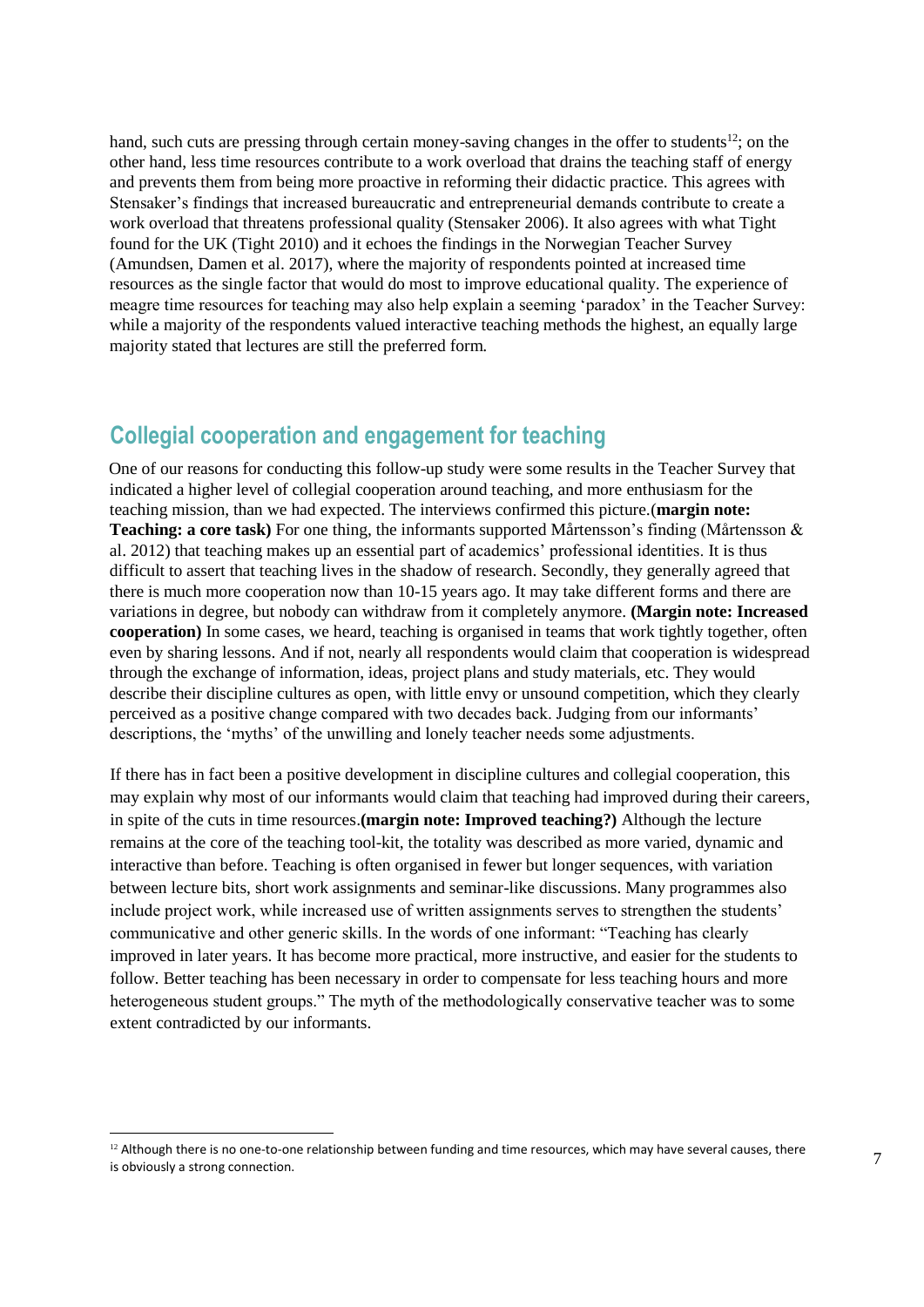hand, such cuts are pressing through certain money-saving changes in the offer to students[12]; on the other hand, less time resources contribute to a work overload that drains the teaching staff of energy and prevents them from being more proactive in reforming their didactic practice. This agrees with Stensaker's findings that increased bureaucratic and entrepreneurial demands contribute to create a work overload that threatens professional quality (Stensaker 2006). It also agrees with what Tight found for the UK (Tight 2010) and it echoes the findings in the Norwegian Teacher Survey (Amundsen, Damen et al. 2017), where the majority of respondents pointed at increased time resources as the single factor that would do most to improve educational quality. The experience of meagre time resources for teaching may also help explain a seeming 'paradox' in the Teacher Survey: while a majority of the respondents valued interactive teaching methods the highest, an equally large majority stated that lectures are still the preferred form.

## Collegial cooperation and engagement for teaching

One of our reasons for conducting this follow-up study were some results in the Teacher Survey that indicated a higher level of collegial cooperation around teaching, and more enthusiasm for the teaching mission, than we had expected. The interviews confirmed this picture.(**margin note: Teaching: a core task)** For one thing, the informants supported Mårtensson's finding (Mårtensson & al. 2012) that teaching makes up an essential part of academics' professional identities. It is thus difficult to assert that teaching lives in the shadow of research. Secondly, they generally agreed that there is much more cooperation now than 10-15 years ago. It may take different forms and there are variations in degree, but nobody can withdraw from it completely anymore. **(Margin note: Increased cooperation)** In some cases, we heard, teaching is organised in teams that work tightly together, often even by sharing lessons. And if not, nearly all respondents would claim that cooperation is widespread through the exchange of information, ideas, project plans and study materials, etc. They would describe their discipline cultures as open, with little envy or unsound competition, which they clearly perceived as a positive change compared with two decades back. Judging from our informants' descriptions, the 'myths' of the unwilling and lonely teacher needs some adjustments.

If there has in fact been a positive development in discipline cultures and collegial cooperation, this may explain why most of our informants would claim that teaching had improved during their careers, in spite of the cuts in time resources.**(margin note: Improved teaching?)** Although the lecture remains at the core of the teaching tool-kit, the totality was described as more varied, dynamic and interactive than before. Teaching is often organised in fewer but longer sequences, with variation between lecture bits, short work assignments and seminar-like discussions. Many programmes also include project work, while increased use of written assignments serves to strengthen the students' communicative and other generic skills. In the words of one informant: "Teaching has clearly improved in later years. It has become more practical, more instructive, and easier for the students to follow. Better teaching has been necessary in order to compensate for less teaching hours and more heterogeneous student groups." The myth of the methodologically conservative teacher was to some extent contradicted by our informants.

[12] Although there is no one-to-one relationship between funding and time resources, which may have several causes, there is obviously a strong connection.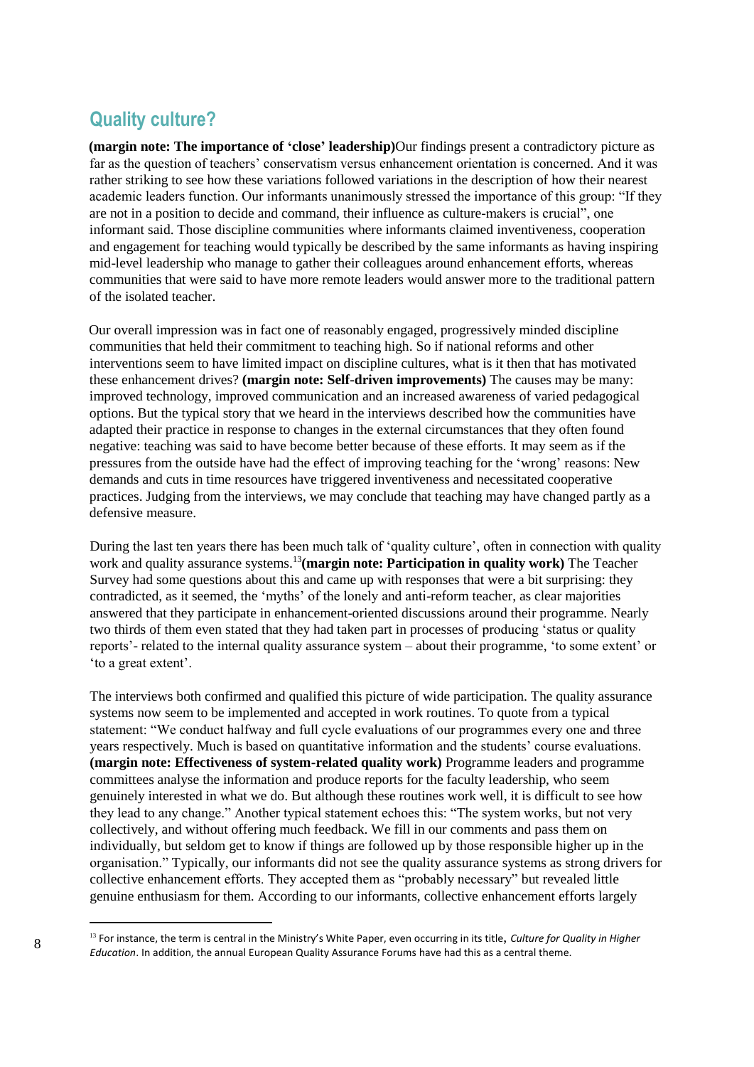## Quality culture?

**(margin note: The importance of 'close' leadership)**Our findings present a contradictory picture as far as the question of teachers' conservatism versus enhancement orientation is concerned. And it was rather striking to see how these variations followed variations in the description of how their nearest academic leaders function. Our informants unanimously stressed the importance of this group: "If they are not in a position to decide and command, their influence as culture-makers is crucial", one informant said. Those discipline communities where informants claimed inventiveness, cooperation and engagement for teaching would typically be described by the same informants as having inspiring mid-level leadership who manage to gather their colleagues around enhancement efforts, whereas communities that were said to have more remote leaders would answer more to the traditional pattern of the isolated teacher.

Our overall impression was in fact one of reasonably engaged, progressively minded discipline communities that held their commitment to teaching high. So if national reforms and other interventions seem to have limited impact on discipline cultures, what is it then that has motivated these enhancement drives? **(margin note: Self-driven improvements)** The causes may be many: improved technology, improved communication and an increased awareness of varied pedagogical options. But the typical story that we heard in the interviews described how the communities have adapted their practice in response to changes in the external circumstances that they often found negative: teaching was said to have become better because of these efforts. It may seem as if the pressures from the outside have had the effect of improving teaching for the 'wrong' reasons: New demands and cuts in time resources have triggered inventiveness and necessitated cooperative practices. Judging from the interviews, we may conclude that teaching may have changed partly as a defensive measure.

During the last ten years there has been much talk of 'quality culture', often in connection with quality work and quality assurance systems.[13]**(margin note: Participation in quality work)** The Teacher Survey had some questions about this and came up with responses that were a bit surprising: they contradicted, as it seemed, the 'myths' of the lonely and anti-reform teacher, as clear majorities answered that they participate in enhancement-oriented discussions around their programme. Nearly two thirds of them even stated that they had taken part in processes of producing 'status or quality reports'- related to the internal quality assurance system – about their programme, 'to some extent' or 'to a great extent'.

The interviews both confirmed and qualified this picture of wide participation. The quality assurance systems now seem to be implemented and accepted in work routines. To quote from a typical statement: "We conduct halfway and full cycle evaluations of our programmes every one and three years respectively. Much is based on quantitative information and the students' course evaluations. **(margin note: Effectiveness of system-related quality work)** Programme leaders and programme committees analyse the information and produce reports for the faculty leadership, who seem genuinely interested in what we do. But although these routines work well, it is difficult to see how they lead to any change." Another typical statement echoes this: "The system works, but not very collectively, and without offering much feedback. We fill in our comments and pass them on individually, but seldom get to know if things are followed up by those responsible higher up in the organisation." Typically, our informants did not see the quality assurance systems as strong drivers for collective enhancement efforts. They accepted them as "probably necessary" but revealed little genuine enthusiasm for them. According to our informants, collective enhancement efforts largely

[13] For instance, the term is central in the Ministry's White Paper, even occurring in its title, *Culture for Quality in Higher Education*. In addition, the annual European Quality Assurance Forums have had this as a central theme.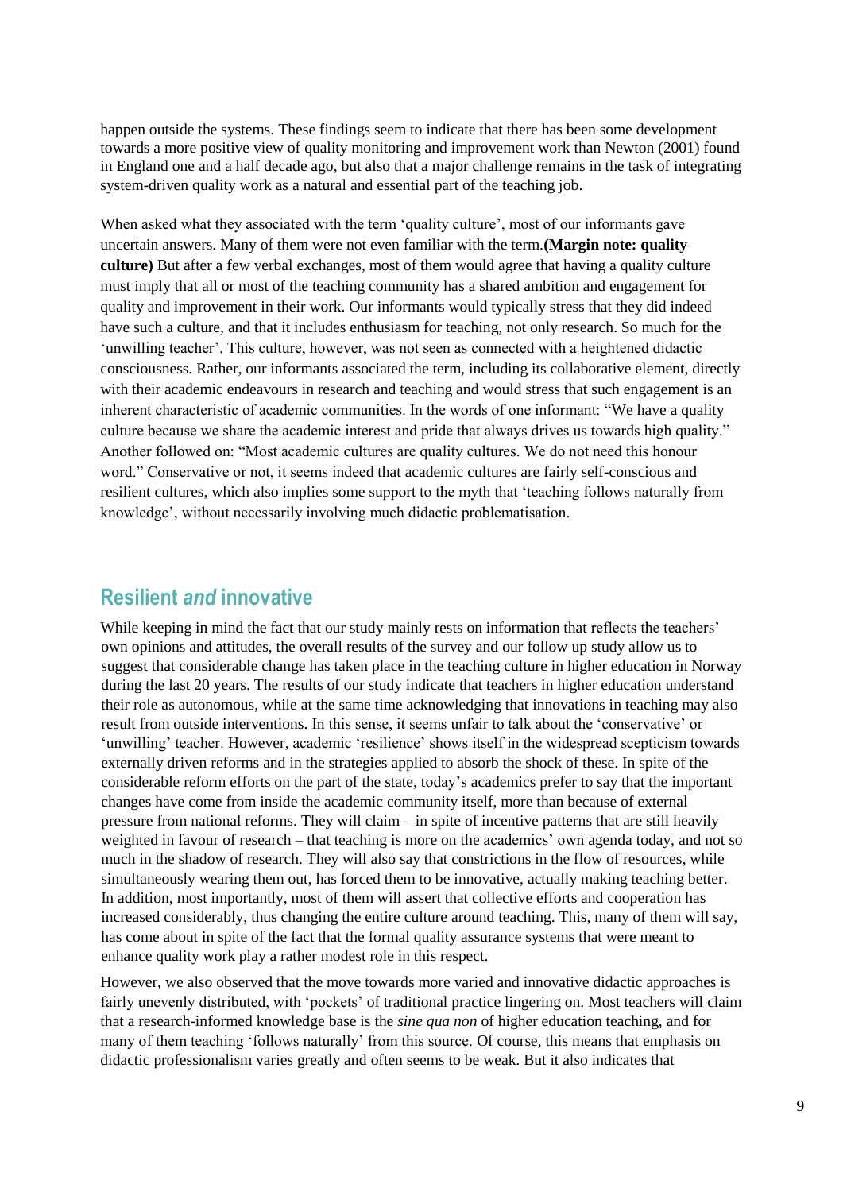happen outside the systems. These findings seem to indicate that there has been some development towards a more positive view of quality monitoring and improvement work than Newton (2001) found in England one and a half decade ago, but also that a major challenge remains in the task of integrating system-driven quality work as a natural and essential part of the teaching job.

When asked what they associated with the term 'quality culture', most of our informants gave uncertain answers. Many of them were not even familiar with the term.**(Margin note: quality culture)** But after a few verbal exchanges, most of them would agree that having a quality culture must imply that all or most of the teaching community has a shared ambition and engagement for quality and improvement in their work. Our informants would typically stress that they did indeed have such a culture, and that it includes enthusiasm for teaching, not only research. So much for the 'unwilling teacher'. This culture, however, was not seen as connected with a heightened didactic consciousness. Rather, our informants associated the term, including its collaborative element, directly with their academic endeavours in research and teaching and would stress that such engagement is an inherent characteristic of academic communities. In the words of one informant: "We have a quality culture because we share the academic interest and pride that always drives us towards high quality." Another followed on: "Most academic cultures are quality cultures. We do not need this honour word." Conservative or not, it seems indeed that academic cultures are fairly self-conscious and resilient cultures, which also implies some support to the myth that 'teaching follows naturally from knowledge', without necessarily involving much didactic problematisation.

## Resilient *and* innovative

While keeping in mind the fact that our study mainly rests on information that reflects the teachers' own opinions and attitudes, the overall results of the survey and our follow up study allow us to suggest that considerable change has taken place in the teaching culture in higher education in Norway during the last 20 years. The results of our study indicate that teachers in higher education understand their role as autonomous, while at the same time acknowledging that innovations in teaching may also result from outside interventions. In this sense, it seems unfair to talk about the 'conservative' or 'unwilling' teacher. However, academic 'resilience' shows itself in the widespread scepticism towards externally driven reforms and in the strategies applied to absorb the shock of these. In spite of the considerable reform efforts on the part of the state, today's academics prefer to say that the important changes have come from inside the academic community itself, more than because of external pressure from national reforms. They will claim – in spite of incentive patterns that are still heavily weighted in favour of research – that teaching is more on the academics' own agenda today, and not so much in the shadow of research. They will also say that constrictions in the flow of resources, while simultaneously wearing them out, has forced them to be innovative, actually making teaching better. In addition, most importantly, most of them will assert that collective efforts and cooperation has increased considerably, thus changing the entire culture around teaching. This, many of them will say, has come about in spite of the fact that the formal quality assurance systems that were meant to enhance quality work play a rather modest role in this respect.

However, we also observed that the move towards more varied and innovative didactic approaches is fairly unevenly distributed, with 'pockets' of traditional practice lingering on. Most teachers will claim that a research-informed knowledge base is the *sine qua non* of higher education teaching, and for many of them teaching 'follows naturally' from this source. Of course, this means that emphasis on didactic professionalism varies greatly and often seems to be weak. But it also indicates that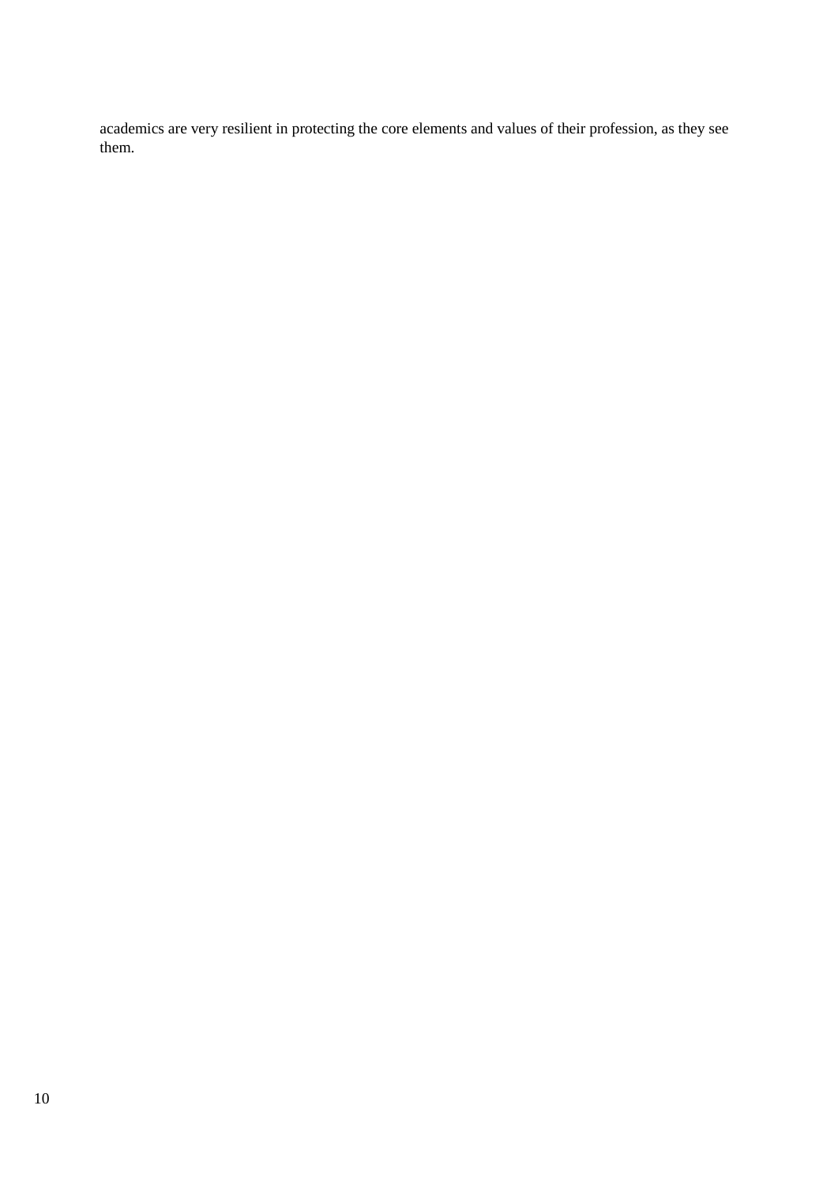academics are very resilient in protecting the core elements and values of their profession, as they see them.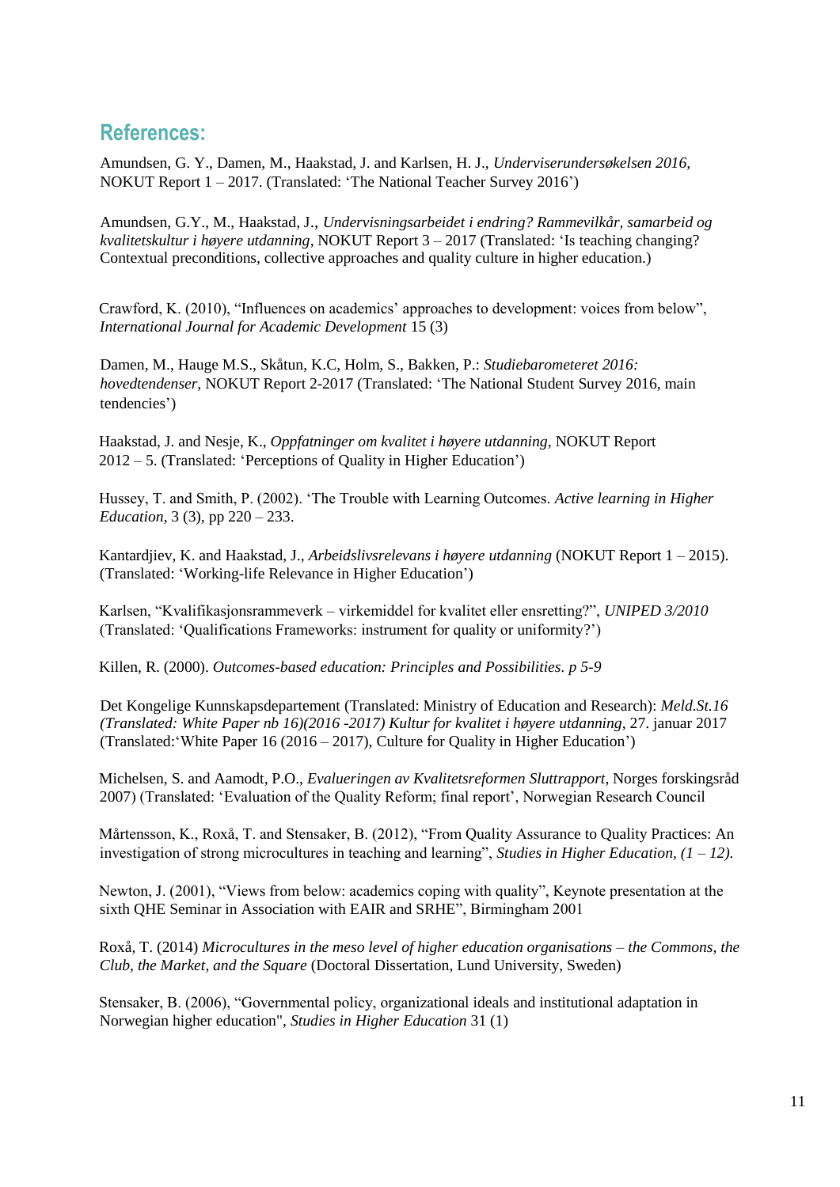## References:

Amundsen, G. Y., Damen, M., Haakstad, J. and Karlsen, H. J., *Underviserundersøkelsen 2016,* NOKUT Report 1 – 2017. (Translated: 'The National Teacher Survey 2016')

Amundsen, G.Y., M., Haakstad, J., *Undervisningsarbeidet i endring? Rammevilkår, samarbeid og kvalitetskultur i høyere utdanning*, NOKUT Report 3 – 2017 (Translated: 'Is teaching changing? Contextual preconditions, collective approaches and quality culture in higher education.)

Crawford, K. (2010), "Influences on academics' approaches to development: voices from below", *International Journal for Academic Development* 15 (3)

Damen, M., Hauge M.S., Skåtun, K.C, Holm, S., Bakken, P.: *Studiebarometeret 2016: hovedtendenser*, NOKUT Report 2-2017 (Translated: 'The National Student Survey 2016, main tendencies')

Haakstad, J. and Nesje, K., *Oppfatninger om kvalitet i høyere utdanning*, NOKUT Report 2012 – 5. (Translated: 'Perceptions of Quality in Higher Education')

Hussey, T. and Smith, P. (2002). 'The Trouble with Learning Outcomes. *Active learning in Higher Education*, 3 (3), pp 220 – 233.

Kantardjiev, K. and Haakstad, J., *Arbeidslivsrelevans i høyere utdanning* (NOKUT Report 1 – 2015). (Translated: 'Working-life Relevance in Higher Education')

Karlsen, "Kvalifikasjonsrammeverk – virkemiddel for kvalitet eller ensretting?", *UNIPED 3/2010* (Translated: 'Qualifications Frameworks: instrument for quality or uniformity?')

Killen, R. (2000). *Outcomes-based education: Principles and Possibilities*. *p 5-9*

Det Kongelige Kunnskapsdepartement (Translated: Ministry of Education and Research): *Meld.St.16 (Translated: White Paper nb 16)(2016 -2017) Kultur for kvalitet i høyere utdanning*, 27. januar 2017 (Translated:'White Paper 16 (2016 – 2017), Culture for Quality in Higher Education')

Michelsen, S. and Aamodt, P.O., *Evalueringen av Kvalitetsreformen Sluttrapport*, Norges forskingsråd 2007) (Translated: 'Evaluation of the Quality Reform; final report', Norwegian Research Council

Mårtensson, K., Roxå, T. and Stensaker, B. (2012), "From Quality Assurance to Quality Practices: An investigation of strong microcultures in teaching and learning", *Studies in Higher Education, (1 – 12).*

Newton, J. (2001), "Views from below: academics coping with quality", Keynote presentation at the sixth QHE Seminar in Association with EAIR and SRHE", Birmingham 2001

Roxå, T. (2014) *Microcultures in the meso level of higher education organisations – the Commons, the Club, the Market, and the Square* (Doctoral Dissertation, Lund University, Sweden)

Stensaker, B. (2006), "Governmental policy, organizational ideals and institutional adaptation in Norwegian higher education", *Studies in Higher Education* 31 (1)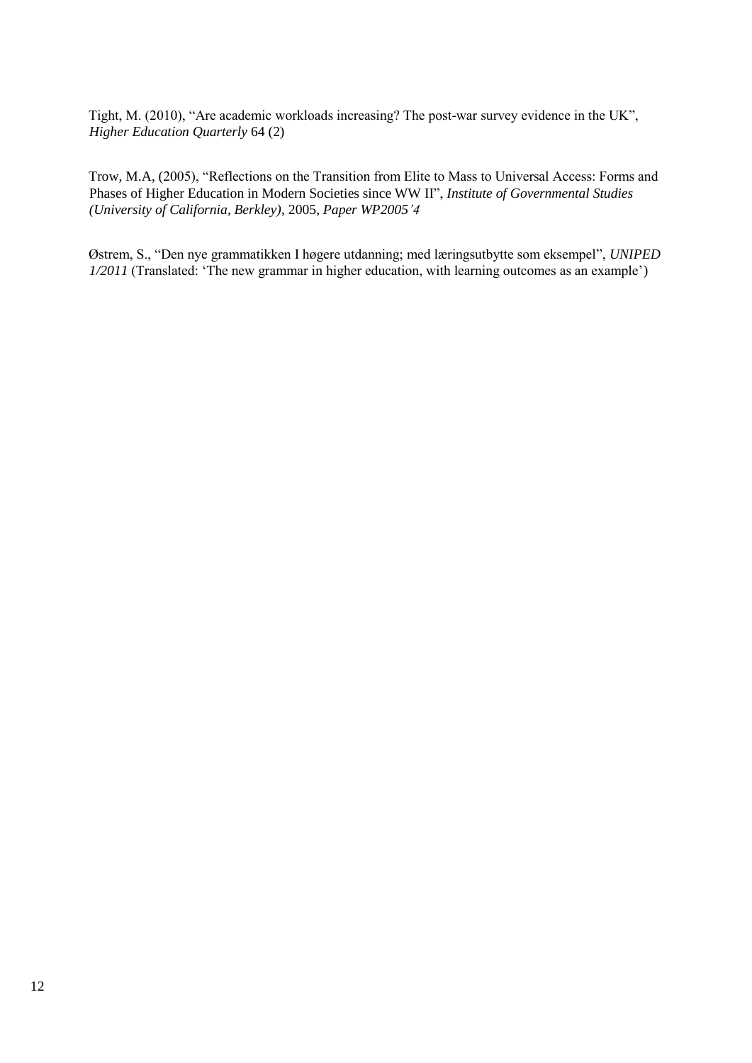Tight, M. (2010), "Are academic workloads increasing? The post-war survey evidence in the UK", *Higher Education Quarterly* 64 (2)

Trow, M.A, (2005), "Reflections on the Transition from Elite to Mass to Universal Access: Forms and Phases of Higher Education in Modern Societies since WW II", *Institute of Governmental Studies (University of California, Berkley)*, 2005, *Paper WP2005'4*

Østrem, S., "Den nye grammatikken I høgere utdanning; med læringsutbytte som eksempel", *UNIPED 1/2011* (Translated: 'The new grammar in higher education, with learning outcomes as an example')